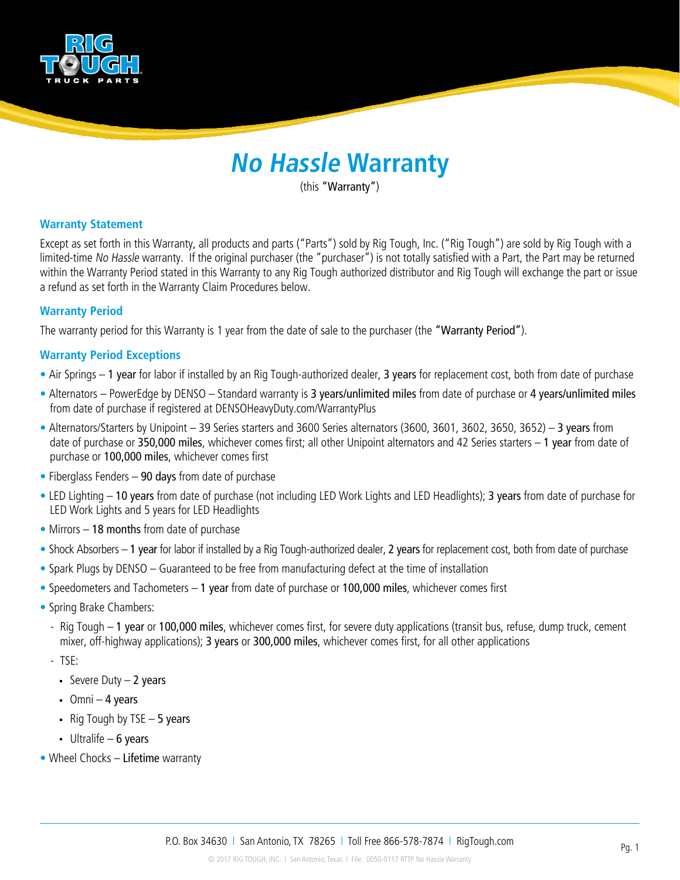# *No Hassle* Warranty

(this "Warranty")

## Warranty Statement

Except as set forth in this Warranty, all products and parts ("Parts") sold by Rig Tough, Inc. ("Rig Tough") are sold by Rig Tough with a limited-time *No Hassle* warranty. If the original purchaser (the "purchaser") is not totally satisfied with a Part, the Part may be returned within the Warranty Period stated in this Warranty to any Rig Tough authorized distributor and Rig Tough will exchange the part or issue a refund as set forth in the Warranty Claim Procedures below.

## Warranty Period

The warranty period for this Warranty is 1 year from the date of sale to the purchaser (the "Warranty Period").

## Warranty Period Exceptions

- Air Springs – 1 year for labor if installed by an Rig Tough-authorized dealer, 3 years for replacement cost, both from date of purchase
- Alternators – PowerEdge by DENSO – Standard warranty is 3 years/unlimited miles from date of purchase or 4 years/unlimited miles from date of purchase if registered at DENSOHeavyDuty.com/WarrantyPlus
- Alternators/Starters by Unipoint – 39 Series starters and 3600 Series alternators (3600, 3601, 3602, 3650, 3652) – 3 years from date of purchase or 350,000 miles, whichever comes first; all other Unipoint alternators and 42 Series starters – 1 year from date of purchase or 100,000 miles, whichever comes first
- Fiberglass Fenders – 90 days from date of purchase
- LED Lighting – 10 years from date of purchase (not including LED Work Lights and LED Headlights); 3 years from date of purchase for LED Work Lights and 5 years for LED Headlights
- Mirrors – 18 months from date of purchase
- Shock Absorbers – 1 year for labor if installed by a Rig Tough-authorized dealer, 2 years for replacement cost, both from date of purchase
- Spark Plugs by DENSO – Guaranteed to be free from manufacturing defect at the time of installation
- Speedometers and Tachometers – 1 year from date of purchase or 100,000 miles, whichever comes first
- Spring Brake Chambers:
  - Rig Tough – 1 year or 100,000 miles, whichever comes first, for severe duty applications (transit bus, refuse, dump truck, cement mixer, off-highway applications); 3 years or 300,000 miles, whichever comes first, for all other applications
  - TSE:
    - Severe Duty – 2 years
    - Omni – 4 years
    - Rig Tough by TSE – 5 years
    - Ultralife – 6 years
- Wheel Chocks – Lifetime warranty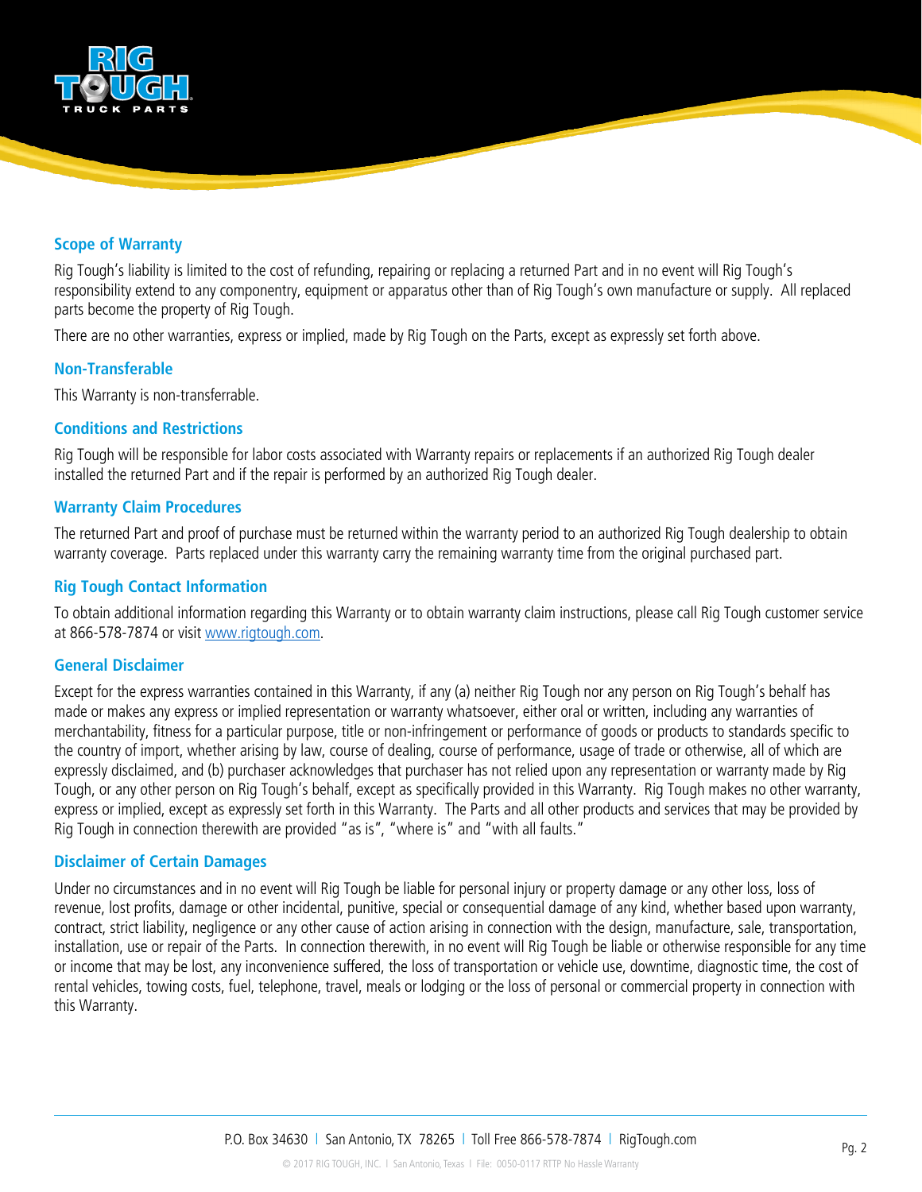## Scope of Warranty

Rig Tough's liability is limited to the cost of refunding, repairing or replacing a returned Part and in no event will Rig Tough's responsibility extend to any componentry, equipment or apparatus other than of Rig Tough's own manufacture or supply. All replaced parts become the property of Rig Tough.

There are no other warranties, express or implied, made by Rig Tough on the Parts, except as expressly set forth above.

## Non-Transferable

This Warranty is non-transferrable.

## Conditions and Restrictions

Rig Tough will be responsible for labor costs associated with Warranty repairs or replacements if an authorized Rig Tough dealer installed the returned Part and if the repair is performed by an authorized Rig Tough dealer.

## Warranty Claim Procedures

The returned Part and proof of purchase must be returned within the warranty period to an authorized Rig Tough dealership to obtain warranty coverage. Parts replaced under this warranty carry the remaining warranty time from the original purchased part.

## Rig Tough Contact Information

To obtain additional information regarding this Warranty or to obtain warranty claim instructions, please call Rig Tough customer service at 866-578-7874 or visit www.rigtough.com.

## General Disclaimer

Except for the express warranties contained in this Warranty, if any (a) neither Rig Tough nor any person on Rig Tough's behalf has made or makes any express or implied representation or warranty whatsoever, either oral or written, including any warranties of merchantability, fitness for a particular purpose, title or non-infringement or performance of goods or products to standards specific to the country of import, whether arising by law, course of dealing, course of performance, usage of trade or otherwise, all of which are expressly disclaimed, and (b) purchaser acknowledges that purchaser has not relied upon any representation or warranty made by Rig Tough, or any other person on Rig Tough's behalf, except as specifically provided in this Warranty. Rig Tough makes no other warranty, express or implied, except as expressly set forth in this Warranty. The Parts and all other products and services that may be provided by Rig Tough in connection therewith are provided "as is", "where is" and "with all faults."

## Disclaimer of Certain Damages

Under no circumstances and in no event will Rig Tough be liable for personal injury or property damage or any other loss, loss of revenue, lost profits, damage or other incidental, punitive, special or consequential damage of any kind, whether based upon warranty, contract, strict liability, negligence or any other cause of action arising in connection with the design, manufacture, sale, transportation, installation, use or repair of the Parts. In connection therewith, in no event will Rig Tough be liable or otherwise responsible for any time or income that may be lost, any inconvenience suffered, the loss of transportation or vehicle use, downtime, diagnostic time, the cost of rental vehicles, towing costs, fuel, telephone, travel, meals or lodging or the loss of personal or commercial property in connection with this Warranty.